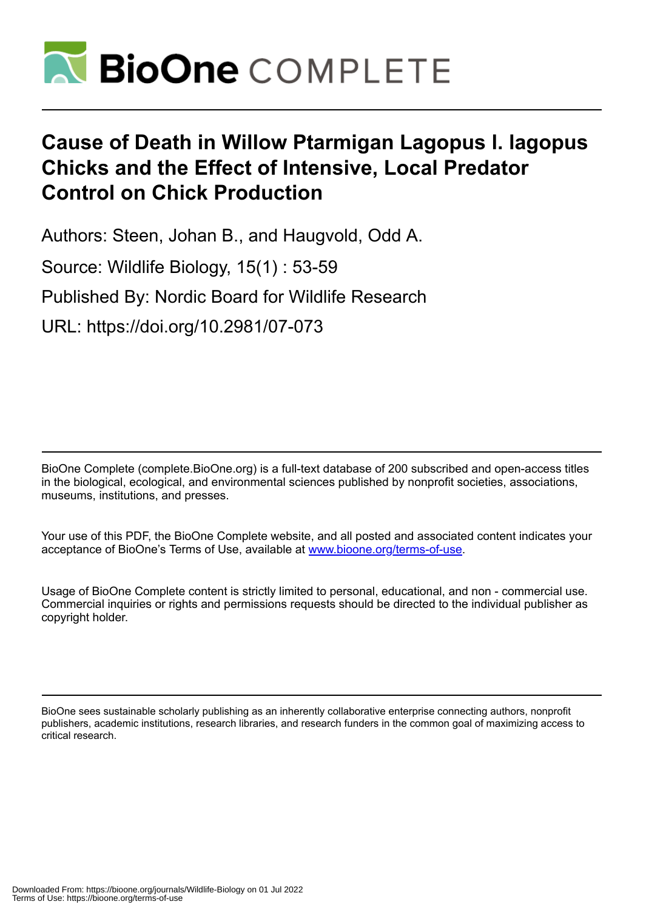# Cause of Death in Willow Ptarmigan Lagopus l. lagopus Chicks and the Effect of Intensive, Local Predator Control on Chick Production

Authors: Steen, Johan B., and Haugvold, Odd A.

Source: Wildlife Biology, 15(1) : 53-59

Published By: Nordic Board for Wildlife Research

URL: https://doi.org/10.2981/07-073

BioOne Complete (complete.BioOne.org) is a full-text database of 200 subscribed and open-access titles in the biological, ecological, and environmental sciences published by nonprofit societies, associations, museums, institutions, and presses.

Your use of this PDF, the BioOne Complete website, and all posted and associated content indicates your acceptance of BioOne's Terms of Use, available at www.bioone.org/terms-of-use.

Usage of BioOne Complete content is strictly limited to personal, educational, and non - commercial use. Commercial inquiries or rights and permissions requests should be directed to the individual publisher as copyright holder.

BioOne sees sustainable scholarly publishing as an inherently collaborative enterprise connecting authors, nonprofit publishers, academic institutions, research libraries, and research funders in the common goal of maximizing access to critical research.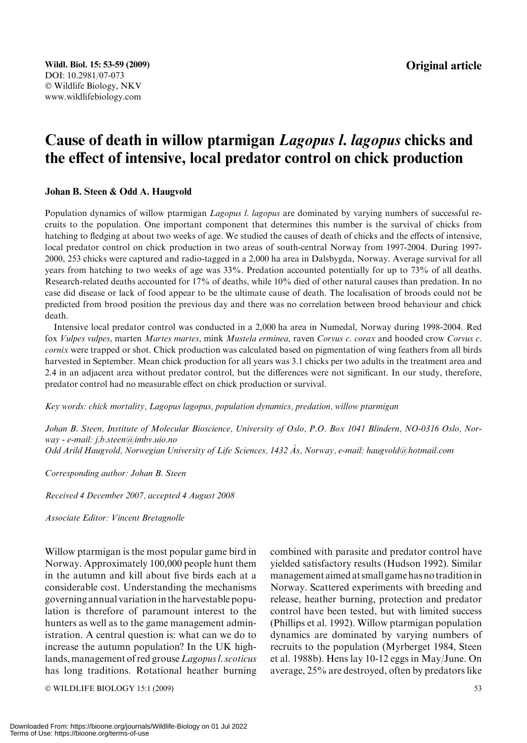Wildl. Biol. 15: 53-59 (2009)
DOI: 10.2981/07-073
© Wildlife Biology, NKV
www.wildlifebiology.com

**Original article**

# Cause of death in willow ptarmigan *Lagopus l. lagopus* chicks and the effect of intensive, local predator control on chick production

**Johan B. Steen & Odd A. Haugvold**

Population dynamics of willow ptarmigan *Lagopus l. lagopus* are dominated by varying numbers of successful recruits to the population. One important component that determines this number is the survival of chicks from hatching to fledging at about two weeks of age. We studied the causes of death of chicks and the effects of intensive, local predator control on chick production in two areas of south-central Norway from 1997-2004. During 1997-2000, 253 chicks were captured and radio-tagged in a 2,000 ha area in Dalsbygda, Norway. Average survival for all years from hatching to two weeks of age was 33%. Predation accounted potentially for up to 73% of all deaths. Research-related deaths accounted for 17% of deaths, while 10% died of other natural causes than predation. In no case did disease or lack of food appear to be the ultimate cause of death. The localisation of broods could not be predicted from brood position the previous day and there was no correlation between brood behaviour and chick death.

Intensive local predator control was conducted in a 2,000 ha area in Numedal, Norway during 1998-2004. Red fox *Vulpes vulpes*, marten *Martes martes*, mink *Mustela erminea*, raven *Corvus c. corax* and hooded crow *Corvus c. cornix* were trapped or shot. Chick production was calculated based on pigmentation of wing feathers from all birds harvested in September. Mean chick production for all years was 3.1 chicks per two adults in the treatment area and 2.4 in an adjacent area without predator control, but the differences were not significant. In our study, therefore, predator control had no measurable effect on chick production or survival.

*Key words: chick mortality, Lagopus lagopus, population dynamics, predation, willow ptarmigan*

*Johan B. Steen, Institute of Molecular Bioscience, University of Oslo, P.O. Box 1041 Blindern, NO-0316 Oslo, Norway - e-mail: j.b.steen@imbv.uio.no*
*Odd Arild Haugvold, Norwegian University of Life Sciences, 1432 Ås, Norway, e-mail: haugvold@hotmail.com*

*Corresponding author: Johan B. Steen*

*Received 4 December 2007, accepted 4 August 2008*

*Associate Editor: Vincent Bretagnolle*

Willow ptarmigan is the most popular game bird in Norway. Approximately 100,000 people hunt them in the autumn and kill about five birds each at a considerable cost. Understanding the mechanisms governing annual variation in the harvestable population is therefore of paramount interest to the hunters as well as to the game management administration. A central question is: what can we do to increase the autumn population? In the UK highlands, management of red grouse *Lagopus l. scoticus* has long traditions. Rotational heather burning combined with parasite and predator control have yielded satisfactory results (Hudson 1992). Similar management aimed at small game has no tradition in Norway. Scattered experiments with breeding and release, heather burning, protection and predator control have been tested, but with limited success (Phillips et al. 1992). Willow ptarmigan population dynamics are dominated by varying numbers of recruits to the population (Myrberget 1984, Steen et al. 1988b). Hens lay 10-12 eggs in May/June. On average, 25% are destroyed, often by predators like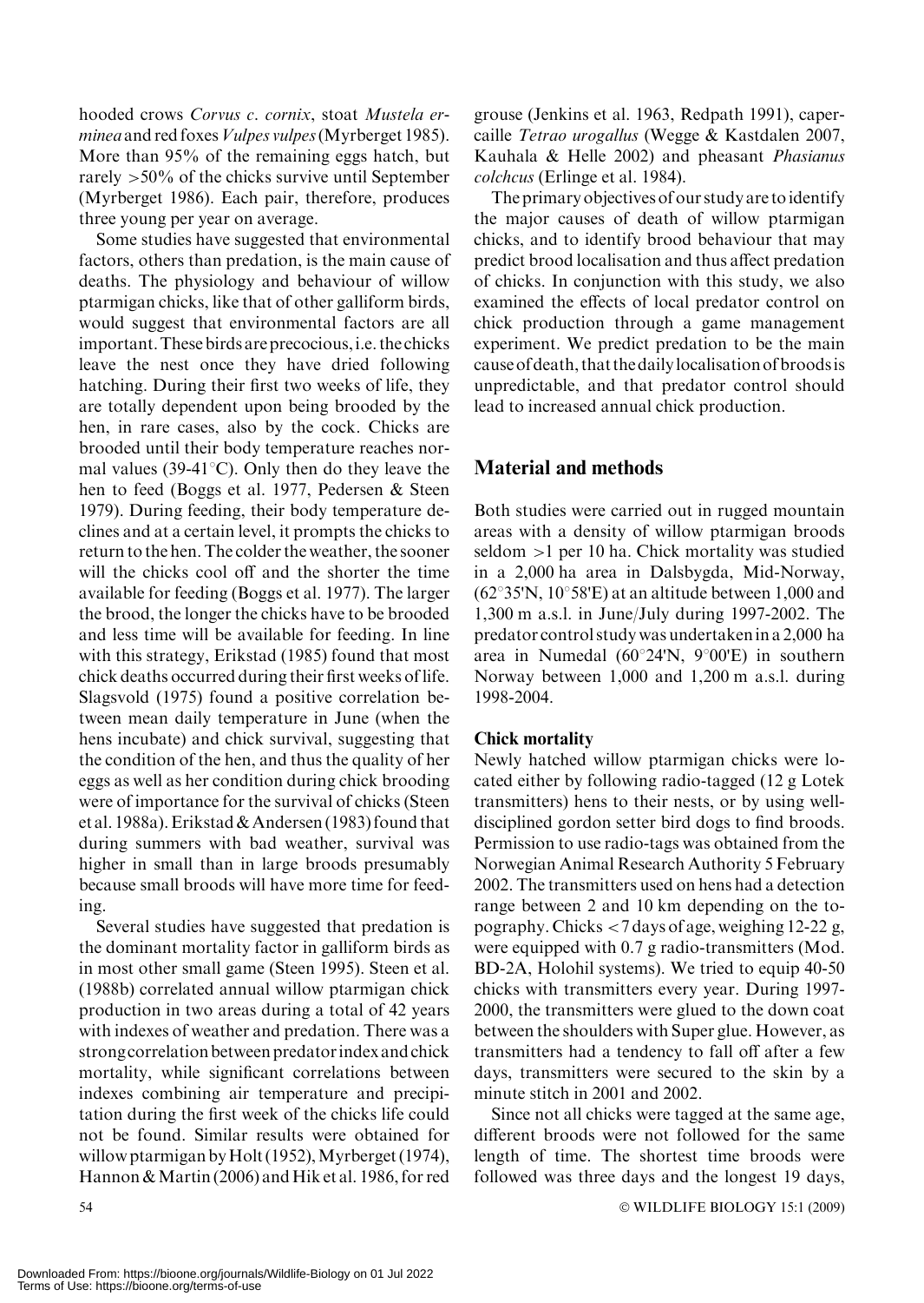hooded crows *Corvus c. cornix*, stoat *Mustela erminea* and red foxes *Vulpes vulpes* (Myrberget 1985). More than 95% of the remaining eggs hatch, but rarely >50% of the chicks survive until September (Myrberget 1986). Each pair, therefore, produces three young per year on average.

Some studies have suggested that environmental factors, others than predation, is the main cause of deaths. The physiology and behaviour of willow ptarmigan chicks, like that of other galliform birds, would suggest that environmental factors are all important. These birds are precocious, i.e. the chicks leave the nest once they have dried following hatching. During their first two weeks of life, they are totally dependent upon being brooded by the hen, in rare cases, also by the cock. Chicks are brooded until their body temperature reaches normal values (39-41°C). Only then do they leave the hen to feed (Boggs et al. 1977, Pedersen & Steen 1979). During feeding, their body temperature declines and at a certain level, it prompts the chicks to return to the hen. The colder the weather, the sooner will the chicks cool off and the shorter the time available for feeding (Boggs et al. 1977). The larger the brood, the longer the chicks have to be brooded and less time will be available for feeding. In line with this strategy, Erikstad (1985) found that most chick deaths occurred during their first weeks of life. Slagsvold (1975) found a positive correlation between mean daily temperature in June (when the hens incubate) and chick survival, suggesting that the condition of the hen, and thus the quality of her eggs as well as her condition during chick brooding were of importance for the survival of chicks (Steen et al. 1988a). Erikstad & Andersen (1983) found that during summers with bad weather, survival was higher in small than in large broods presumably because small broods will have more time for feeding.

Several studies have suggested that predation is the dominant mortality factor in galliform birds as in most other small game (Steen 1995). Steen et al. (1988b) correlated annual willow ptarmigan chick production in two areas during a total of 42 years with indexes of weather and predation. There was a strong correlation between predator index and chick mortality, while significant correlations between indexes combining air temperature and precipitation during the first week of the chicks life could not be found. Similar results were obtained for willow ptarmigan by Holt (1952), Myrberget (1974), Hannon & Martin (2006) and Hik et al. 1986, for red grouse (Jenkins et al. 1963, Redpath 1991), capercaille *Tetrao urogallus* (Wegge & Kastdalen 2007, Kauhala & Helle 2002) and pheasant *Phasianus colchcus* (Erlinge et al. 1984).

The primary objectives of our study are to identify the major causes of death of willow ptarmigan chicks, and to identify brood behaviour that may predict brood localisation and thus affect predation of chicks. In conjunction with this study, we also examined the effects of local predator control on chick production through a game management experiment. We predict predation to be the main cause of death, that the daily localisation of broods is unpredictable, and that predator control should lead to increased annual chick production.

## Material and methods

Both studies were carried out in rugged mountain areas with a density of willow ptarmigan broods seldom >1 per 10 ha. Chick mortality was studied in a 2,000 ha area in Dalsbygda, Mid-Norway, (62°35'N, 10°58'E) at an altitude between 1,000 and 1,300 m a.s.l. in June/July during 1997-2002. The predator control study was undertaken in a 2,000 ha area in Numedal (60°24'N, 9°00'E) in southern Norway between 1,000 and 1,200 m a.s.l. during 1998-2004.

### Chick mortality

Newly hatched willow ptarmigan chicks were located either by following radio-tagged (12 g Lotek transmitters) hens to their nests, or by using well-disciplined gordon setter bird dogs to find broods. Permission to use radio-tags was obtained from the Norwegian Animal Research Authority 5 February 2002. The transmitters used on hens had a detection range between 2 and 10 km depending on the topography. Chicks <7 days of age, weighing 12-22 g, were equipped with 0.7 g radio-transmitters (Mod. BD-2A, Holohil systems). We tried to equip 40-50 chicks with transmitters every year. During 1997-2000, the transmitters were glued to the down coat between the shoulders with Super glue. However, as transmitters had a tendency to fall off after a few days, transmitters were secured to the skin by a minute stitch in 2001 and 2002.

Since not all chicks were tagged at the same age, different broods were not followed for the same length of time. The shortest time broods were followed was three days and the longest 19 days,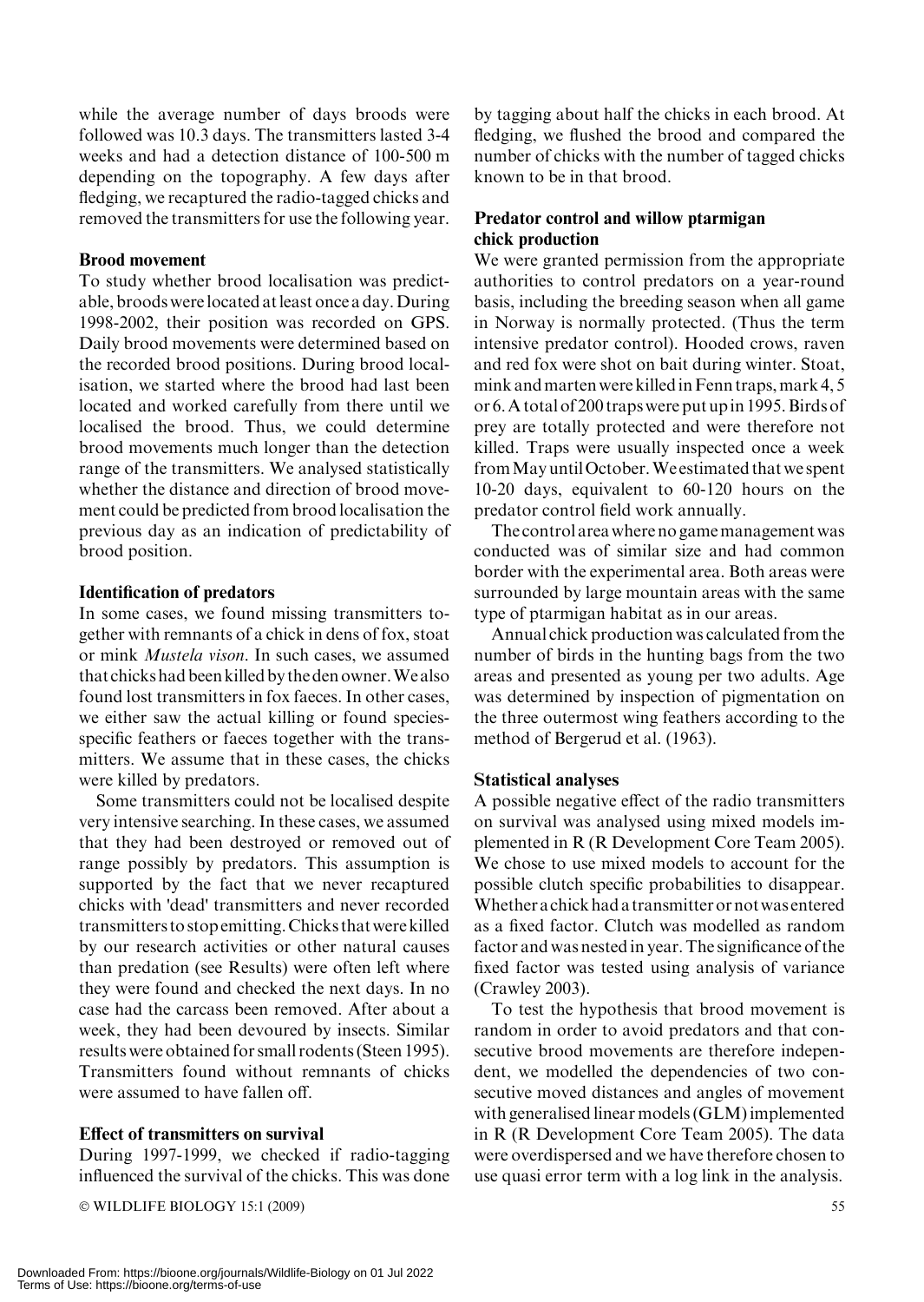while the average number of days broods were followed was 10.3 days. The transmitters lasted 3-4 weeks and had a detection distance of 100-500 m depending on the topography. A few days after fledging, we recaptured the radio-tagged chicks and removed the transmitters for use the following year.

### Brood movement

To study whether brood localisation was predictable, broods were located at least once a day. During 1998-2002, their position was recorded on GPS. Daily brood movements were determined based on the recorded brood positions. During brood localisation, we started where the brood had last been located and worked carefully from there until we localised the brood. Thus, we could determine brood movements much longer than the detection range of the transmitters. We analysed statistically whether the distance and direction of brood movement could be predicted from brood localisation the previous day as an indication of predictability of brood position.

### Identification of predators

In some cases, we found missing transmitters together with remnants of a chick in dens of fox, stoat or mink *Mustela vison*. In such cases, we assumed that chicks had been killed by the den owner. We also found lost transmitters in fox faeces. In other cases, we either saw the actual killing or found species-specific feathers or faeces together with the transmitters. We assume that in these cases, the chicks were killed by predators.

Some transmitters could not be localised despite very intensive searching. In these cases, we assumed that they had been destroyed or removed out of range possibly by predators. This assumption is supported by the fact that we never recaptured chicks with 'dead' transmitters and never recovered transmitters to stop emitting. Chicks that were killed by our research activities or other natural causes than predation (see Results) were often left where they were found and checked the next days. In no case had the carcass been removed. After about a week, they had been devoured by insects. Similar results were obtained for small rodents (Steen 1995). Transmitters found without remnants of chicks were assumed to have fallen off.

### Effect of transmitters on survival

During 1997-1999, we checked if radio-tagging influenced the survival of the chicks. This was done by tagging about half the chicks in each brood. At fledging, we flushed the brood and compared the number of chicks with the number of tagged chicks known to be in that brood.

### Predator control and willow ptarmigan chick production

We were granted permission from the appropriate authorities to control predators on a year-round basis, including the breeding season when all game in Norway is normally protected. (Thus the term intensive predator control). Hooded crows, raven and red fox were shot on bait during winter. Stoat, mink and marten were killed in Fenn traps, mark 4, 5 or 6. A total of 200 traps were put up in 1995. Birds of prey are totally protected and were therefore not killed. Traps were usually inspected once a week from May until October. We estimated that we spent 10-20 days, equivalent to 60-120 hours on the predator control field work annually.

The control area where no game management was conducted was of similar size and had common border with the experimental area. Both areas were surrounded by large mountain areas with the same type of ptarmigan habitat as in our areas.

Annual chick production was calculated from the number of birds in the hunting bags from the two areas and presented as young per two adults. Age was determined by inspection of pigmentation on the three outermost wing feathers according to the method of Bergerud et al. (1963).

### Statistical analyses

A possible negative effect of the radio transmitters on survival was analysed using mixed models implemented in R (R Development Core Team 2005). We chose to use mixed models to account for the possible clutch specific probabilities to disappear. Whether a chick had a transmitter or not was entered as a fixed factor. Clutch was modelled as random factor and was nested in year. The significance of the fixed factor was tested using analysis of variance (Crawley 2003).

To test the hypothesis that brood movement is random in order to avoid predators and that consecutive brood movements are therefore independent, we modelled the dependencies of two consecutive moved distances and angles of movement with generalised linear models (GLM) implemented in R (R Development Core Team 2005). The data were overdispersed and we have therefore chosen to use quasi error term with a log link in the analysis.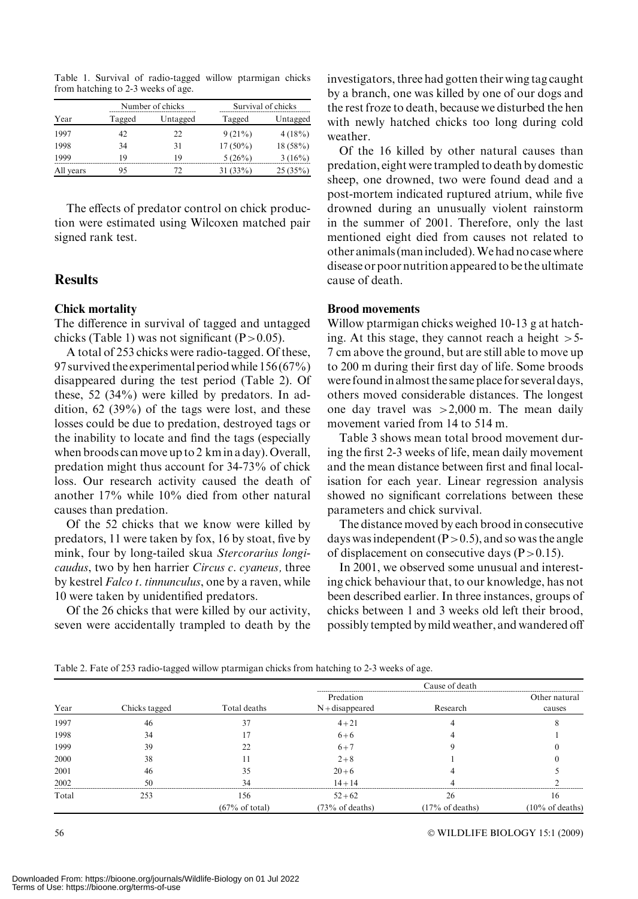Table 1. Survival of radio-tagged willow ptarmigan chicks from hatching to 2-3 weeks of age.

| Year | Number of chicks | | Survival of chicks | |
|---|---|---|---|---|
| | Tagged | Untagged | Tagged | Untagged |
| 1997 | 42 | 22 | 9 (21%) | 4 (18%) |
| 1998 | 34 | 31 | 17 (50%) | 18 (58%) |
| 1999 | 19 | 19 | 5 (26%) | 3 (16%) |
| All years | 95 | 72 | 31 (33%) | 25 (35%) |

The effects of predator control on chick production were estimated using Wilcoxen matched pair signed rank test.

## Results

### Chick mortality

The difference in survival of tagged and untagged chicks (Table 1) was not significant ($P > 0.05$).

A total of 253 chicks were radio-tagged. Of these, 97 survived the experimental period while 156 (67%) disappeared during the test period (Table 2). Of these, 52 (34%) were killed by predators. In addition, 62 (39%) of the tags were lost, and these losses could be due to predation, destroyed tags or the inability to locate and find the tags (especially when broods can move up to 2 km in a day). Overall, predation might thus account for 34-73% of chick loss. Our research activity caused the death of another 17% while 10% died from other natural causes than predation.

Of the 52 chicks that we know were killed by predators, 11 were taken by fox, 16 by stoat, five by mink, four by long-tailed skua *Stercorarius longicaudus*, two by hen harrier *Circus c. cyaneus,* three by kestrel *Falco t. tinnunculus*, one by a raven, while 10 were taken by unidentified predators.

Of the 26 chicks that were killed by our activity, seven were accidentally trampled to death by the investigators, three had gotten their wing tag caught by a branch, one was killed by one of our dogs and the rest froze to death, because we disturbed the hen with newly hatched chicks too long during cold weather.

Of the 16 killed by other natural causes than predation, eight were trampled to death by domestic sheep, one drowned, two were found dead and a post-mortem indicated ruptured atrium, while five drowned during an unusually violent rainstorm in the summer of 2001. Therefore, only the last mentioned eight died from causes not related to other animals (man included). We had no case where disease or poor nutrition appeared to be the ultimate cause of death.

### Brood movements

Willow ptarmigan chicks weighed 10-13 g at hatching. At this stage, they cannot reach a height >5-7 cm above the ground, but are still able to move up to 200 m during their first day of life. Some broods were found in almost the same place for several days, others moved considerable distances. The longest one day travel was >2,000 m. The mean daily movement varied from 14 to 514 m.

Table 3 shows mean total brood movement during the first 2-3 weeks of life, mean daily movement and the mean distance between first and final localisation for each year. Linear regression analysis showed no significant correlations between these parameters and chick survival.

The distance moved by each brood in consecutive days was independent ($P > 0.5$), and so was the angle of displacement on consecutive days ($P > 0.15$).

In 2001, we observed some unusual and interesting chick behaviour that, to our knowledge, has not been described earlier. In three instances, groups of chicks between 1 and 3 weeks old left their brood, possibly tempted by mild weather, and wandered off

Table 2. Fate of 253 radio-tagged willow ptarmigan chicks from hatching to 2-3 weeks of age.

| Year | Chicks tagged | Total deaths | Cause of death | | |
|---|---|---|---|---|---|
| | | | Predation N + disappeared | Research | Other natural causes |
| 1997 | 46 | 37 | 4 + 21 | 4 | 8 |
| 1998 | 34 | 17 | 6 + 6 | 4 | 1 |
| 1999 | 39 | 22 | 6 + 7 | 9 | 0 |
| 2000 | 38 | 11 | 2 + 8 | 1 | 0 |
| 2001 | 46 | 35 | 20 + 6 | 4 | 5 |
| 2002 | 50 | 34 | 14 + 14 | 4 | 2 |
| Total | 253 | 156 (67% of total) | 52 + 62 (73% of deaths) | 26 (17% of deaths) | 16 (10% of deaths) |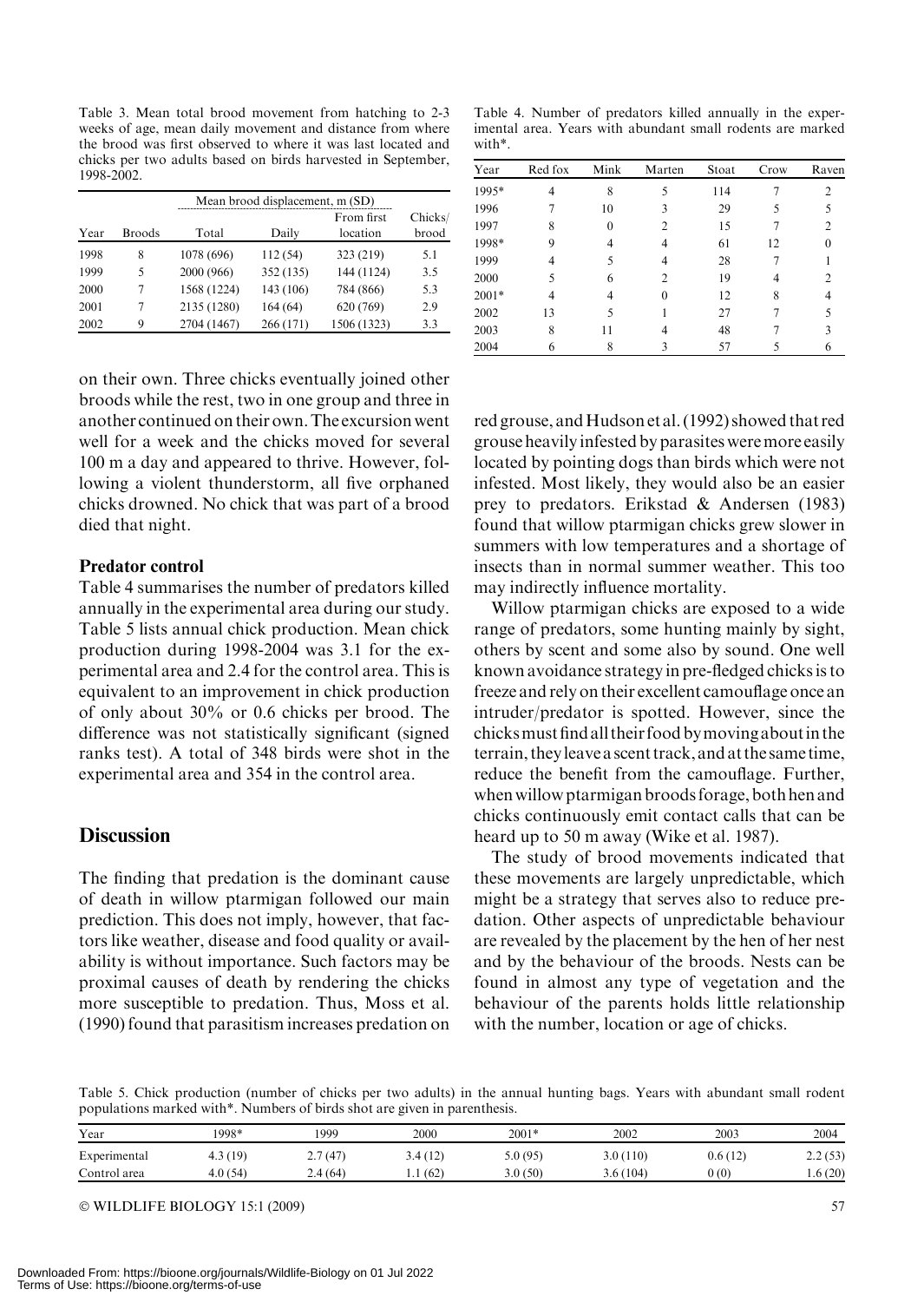Table 3. Mean total brood movement from hatching to 2-3 weeks of age, mean daily movement and distance from where the brood was first observed to where it was last located and chicks per two adults based on birds harvested in September, 1998-2002.

| | | Mean brood displacement, m (SD) | | | |
|---|---|---|---|---|---|
| Year | Broods | Total | Daily | From first location | Chicks/ brood |
| 1998 | 8 | 1078 (696) | 112 (54) | 323 (219) | 5.1 |
| 1999 | 5 | 2000 (966) | 352 (135) | 144 (1124) | 3.5 |
| 2000 | 7 | 1568 (1224) | 143 (106) | 784 (866) | 5.3 |
| 2001 | 7 | 2135 (1280) | 164 (64) | 620 (769) | 2.9 |
| 2002 | 9 | 2704 (1467) | 266 (171) | 1506 (1323) | 3.3 |

Table 4. Number of predators killed annually in the experimental area. Years with abundant small rodents are marked with*.

| Year | Red fox | Mink | Marten | Stoat | Crow | Raven |
|---|---|---|---|---|---|---|
| 1995* | 4 | 8 | 5 | 114 | 7 | 2 |
| 1996 | 7 | 10 | 3 | 29 | 5 | 5 |
| 1997 | 8 | 0 | 2 | 15 | 7 | 2 |
| 1998* | 9 | 4 | 4 | 61 | 12 | 0 |
| 1999 | 4 | 5 | 4 | 28 | 7 | 1 |
| 2000 | 5 | 6 | 2 | 19 | 4 | 2 |
| 2001* | 4 | 4 | 0 | 12 | 8 | 4 |
| 2002 | 13 | 5 | 1 | 27 | 7 | 5 |
| 2003 | 8 | 11 | 4 | 48 | 7 | 3 |
| 2004 | 6 | 8 | 3 | 57 | 5 | 6 |

on their own. Three chicks eventually joined other broods while the rest, two in one group and three in another continued on their own. The excursion went well for a week and the chicks moved for several 100 m a day and appeared to thrive. However, following a violent thunderstorm, all five orphaned chicks drowned. No chick that was part of a brood died that night.

### Predator control

Table 4 summarises the number of predators killed annually in the experimental area during our study. Table 5 lists annual chick production. Mean chick production during 1998-2004 was 3.1 for the experimental area and 2.4 for the control area. This is equivalent to an improvement in chick production of only about 30% or 0.6 chicks per brood. The difference was not statistically significant (signed ranks test). A total of 348 birds were shot in the experimental area and 354 in the control area.

## Discussion

The finding that predation is the dominant cause of death in willow ptarmigan followed our main prediction. This does not imply, however, that factors like weather, disease and food quality or availability is without importance. Such factors may be proximal causes of death by rendering the chicks more susceptible to predation. Thus, Moss et al. (1990) found that parasitism increases predation on red grouse, and Hudson et al. (1992) showed that red grouse heavily infested by parasites were more easily located by pointing dogs than birds which were not infested. Most likely, they would also be an easier prey to predators. Erikstad & Andersen (1983) found that willow ptarmigan chicks grew slower in summers with low temperatures and a shortage of insects than in normal summer weather. This too may indirectly influence mortality.

Willow ptarmigan chicks are exposed to a wide range of predators, some hunting mainly by sight, others by scent and some also by sound. One well known avoidance strategy in pre-fledged chicks is to freeze and rely on their excellent camouflage once an intruder/predator is spotted. However, since the chicks must find all their food by moving about in the terrain, they leave a scent track, and at the same time, reduce the benefit from the camouflage. Further, when willow ptarmigan broods forage, both hen and chicks continuously emit contact calls that can be heard up to 50 m away (Wike et al. 1987).

The study of brood movements indicated that these movements are largely unpredictable, which might be a strategy that serves also to reduce predation. Other aspects of unpredictable behaviour are revealed by the placement by the hen of her nest and by the behaviour of the broods. Nests can be found in almost any type of vegetation and the behaviour of the parents holds little relationship with the number, location or age of chicks.

Table 5. Chick production (number of chicks per two adults) in the annual hunting bags. Years with abundant small rodent populations marked with*. Numbers of birds shot are given in parenthesis.

| Year | 1998* | 1999 | 2000 | 2001* | 2002 | 2003 | 2004 |
|---|---|---|---|---|---|---|---|
| Experimental | 4.3 (19) | 2.7 (47) | 3.4 (12) | 5.0 (95) | 3.0 (110) | 0.6 (12) | 2.2 (53) |
| Control area | 4.0 (54) | 2.4 (64) | 1.1 (62) | 3.0 (50) | 3.6 (104) | 0 (0) | 1.6 (20) |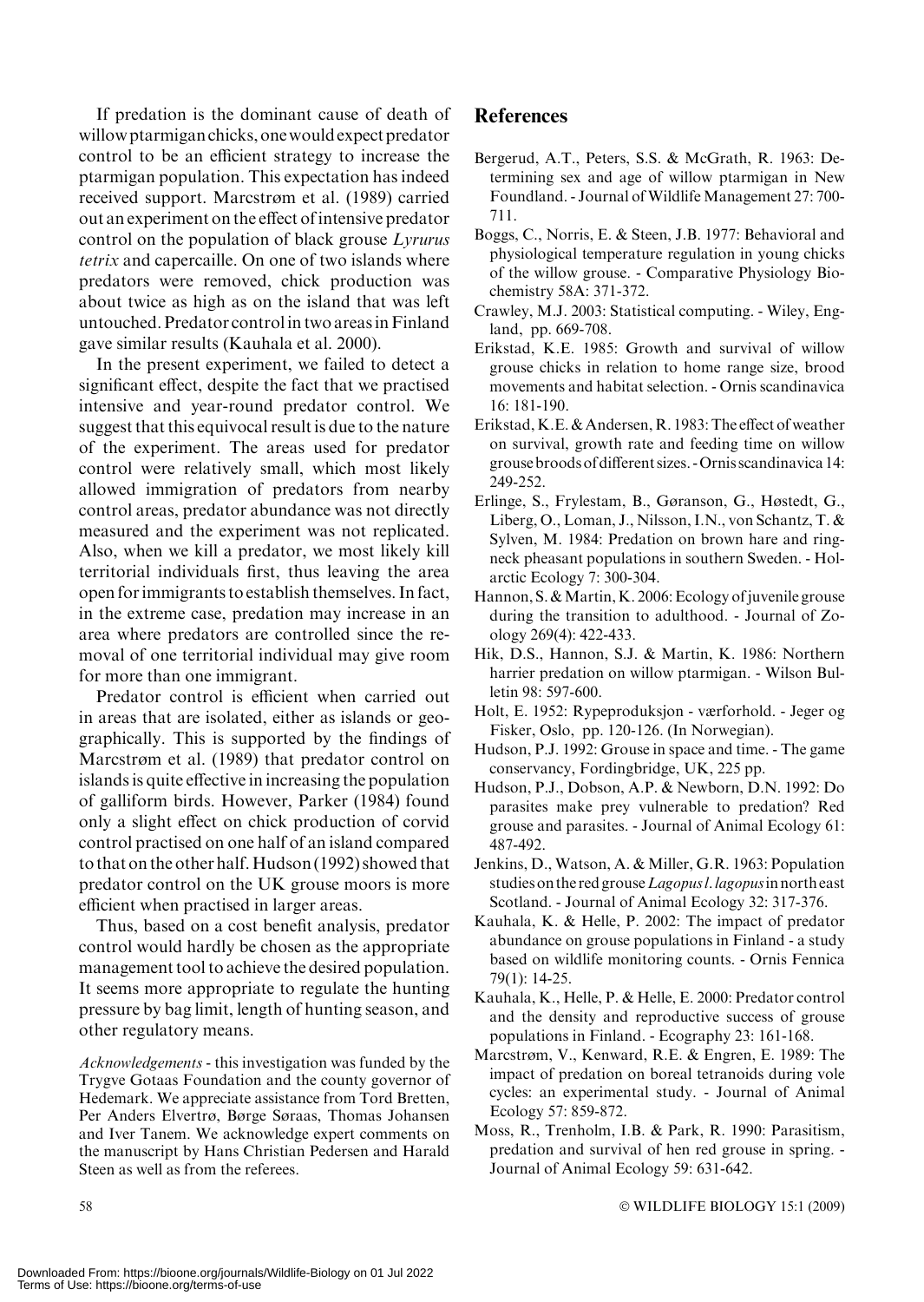If predation is the dominant cause of death of willow ptarmigan chicks, one would expect predator control to be an efficient strategy to increase the ptarmigan population. This expectation has indeed received support. Marcstrøm et al. (1989) carried out an experiment on the effect of intensive predator control on the population of black grouse *Lyrurus tetrix* and capercaille. On one of two islands where predators were removed, chick production was about twice as high as on the island that was left untouched. Predator control in two areas in Finland gave similar results (Kauhala et al. 2000).

In the present experiment, we failed to detect a significant effect, despite the fact that we practised intensive and year-round predator control. We suggest that this equivocal result is due to the nature of the experiment. The areas used for predator control were relatively small, which most likely allowed immigration of predators from nearby control areas, predator abundance was not directly measured and the experiment was not replicated. Also, when we kill a predator, we most likely kill territorial individuals first, thus leaving the area open for immigrants to establish themselves. In fact, in the extreme case, predation may increase in an area where predators are controlled since the removal of one territorial individual may give room for more than one immigrant.

Predator control is efficient when carried out in areas that are isolated, either as islands or geographically. This is supported by the findings of Marcstrøm et al. (1989) that predator control on islands is quite effective in increasing the population of galliform birds. However, Parker (1984) found only a slight effect on chick production of corvid control practised on one half of an island compared to that on the other half. Hudson (1992) showed that predator control on the UK grouse moors is more efficient when practised in larger areas.

Thus, based on a cost benefit analysis, predator control would hardly be chosen as the appropriate management tool to achieve the desired population. It seems more appropriate to regulate the hunting pressure by bag limit, length of hunting season, and other regulatory means.

*Acknowledgements* - this investigation was funded by the Trygve Gotaas Foundation and the county governor of Hedemark. We appreciate assistance from Tord Bretten, Per Anders Elvertrø, Børge Søraas, Thomas Johansen and Iver Tanem. We acknowledge expert comments on the manuscript by Hans Christian Pedersen and Harald Steen as well as from the referees.

## References

Bergerud, A.T., Peters, S.S. & McGrath, R. 1963: Determining sex and age of willow ptarmigan in New Foundland. - Journal of Wildlife Management 27: 700-711.

Boggs, C., Norris, E. & Steen, J.B. 1977: Behavioral and physiological temperature regulation in young chicks of the willow grouse. - Comparative Physiology Biochemistry 58A: 371-372.

Crawley, M.J. 2003: Statistical computing. - Wiley, England, pp. 669-708.

Erikstad, K.E. 1985: Growth and survival of willow grouse chicks in relation to home range size, brood movements and habitat selection. - Ornis scandinavica 16: 181-190.

Erikstad, K.E. & Andersen, R. 1983: The effect of weather on survival, growth rate and feeding time on willow grouse broods of different sizes. - Ornis scandinavica 14: 249-252.

Erlinge, S., Frylestam, B., Gøranson, G., Høstedt, G., Liberg, O., Loman, J., Nilsson, I.N., von Schantz, T. & Sylven, M. 1984: Predation on brown hare and ring-neck pheasant populations in southern Sweden. - Holarctic Ecology 7: 300-304.

Hannon, S. & Martin, K. 2006: Ecology of juvenile grouse during the transition to adulthood. - Journal of Zoology 269(4): 422-433.

Hik, D.S., Hannon, S.J. & Martin, K. 1986: Northern harrier predation on willow ptarmigan. - Wilson Bulletin 98: 597-600.

Holt, E. 1952: Rypeproduksjon - værforhold. - Jeger og Fisker, Oslo, pp. 120-126. (In Norwegian).

Hudson, P.J. 1992: Grouse in space and time. - The game conservancy, Fordingbridge, UK, 225 pp.

Hudson, P.J., Dobson, A.P. & Newborn, D.N. 1992: Do parasites make prey vulnerable to predation? Red grouse and parasites. - Journal of Animal Ecology 61: 487-492.

Jenkins, D., Watson, A. & Miller, G.R. 1963: Population studies on the red grouse *Lagopus l. lagopus* in north east Scotland. - Journal of Animal Ecology 32: 317-376.

Kauhala, K. & Helle, P. 2002: The impact of predator abundance on grouse populations in Finland - a study based on wildlife monitoring counts. - Ornis Fennica 79(1): 14-25.

Kauhala, K., Helle, P. & Helle, E. 2000: Predator control and the density and reproductive success of grouse populations in Finland. - Ecography 23: 161-168.

Marcstrøm, V., Kenward, R.E. & Engren, E. 1989: The impact of predation on boreal tetranoids during vole cycles: an experimental study. - Journal of Animal Ecology 57: 859-872.

Moss, R., Trenholm, I.B. & Park, R. 1990: Parasitism, predation and survival of hen red grouse in spring. - Journal of Animal Ecology 59: 631-642.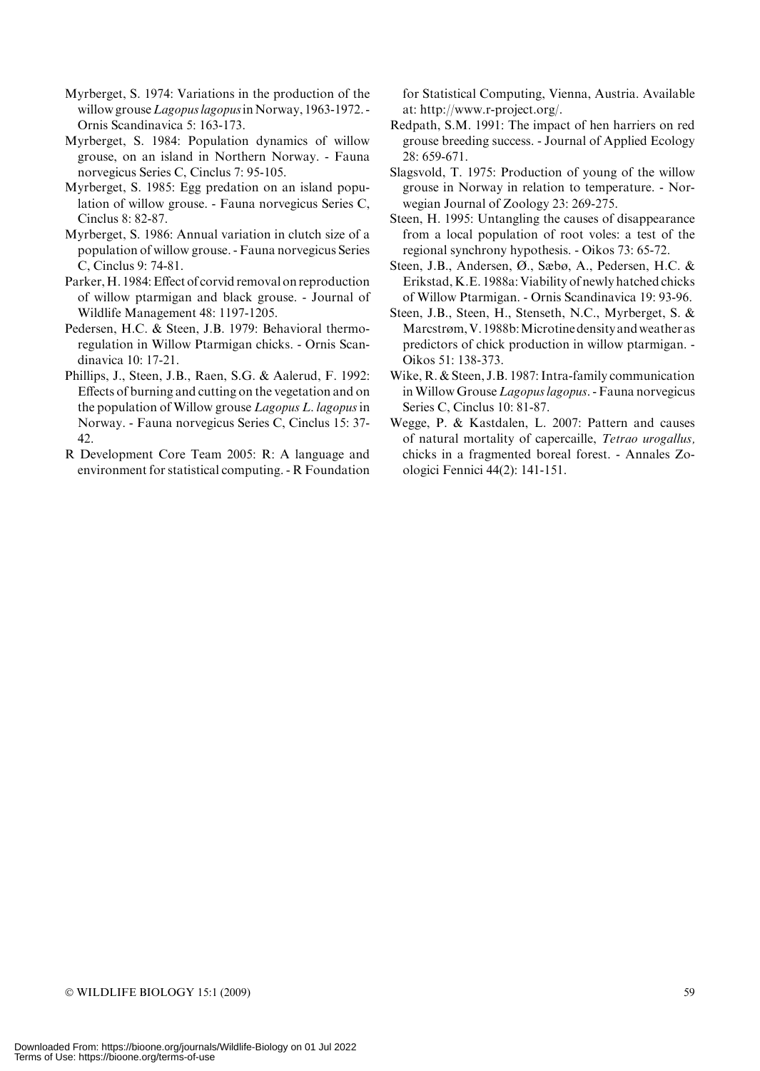Myrberget, S. 1974: Variations in the production of the willow grouse *Lagopus lagopus* in Norway, 1963-1972. - Ornis Scandinavica 5: 163-173.

Myrberget, S. 1984: Population dynamics of willow grouse, on an island in Northern Norway. - Fauna norvegicus Series C, Cinclus 7: 95-105.

Myrberget, S. 1985: Egg predation on an island population of willow grouse. - Fauna norvegicus Series C, Cinclus 8: 82-87.

Myrberget, S. 1986: Annual variation in clutch size of a population of willow grouse. - Fauna norvegicus Series C, Cinclus 9: 74-81.

Parker, H. 1984: Effect of corvid removal on reproduction of willow ptarmigan and black grouse. - Journal of Wildlife Management 48: 1197-1205.

Pedersen, H.C. & Steen, J.B. 1979: Behavioral thermoregulation in Willow Ptarmigan chicks. - Ornis Scandinavica 10: 17-21.

Phillips, J., Steen, J.B., Raen, S.G. & Aalerud, F. 1992: Effects of burning and cutting on the vegetation and on the population of Willow grouse *Lagopus L. lagopus* in Norway. - Fauna norvegicus Series C, Cinclus 15: 37-42.

R Development Core Team 2005: R: A language and environment for statistical computing. - R Foundation for Statistical Computing, Vienna, Austria. Available at: http://www.r-project.org/.

Redpath, S.M. 1991: The impact of hen harriers on red grouse breeding success. - Journal of Applied Ecology 28: 659-671.

Slagsvold, T. 1975: Production of young of the willow grouse in Norway in relation to temperature. - Norwegian Journal of Zoology 23: 269-275.

Steen, H. 1995: Untangling the causes of disappearance from a local population of root voles: a test of the regional synchrony hypothesis. - Oikos 73: 65-72.

Steen, J.B., Andersen, Ø., Sæbø, A., Pedersen, H.C. & Erikstad, K.E. 1988a: Viability of newly hatched chicks of Willow Ptarmigan. - Ornis Scandinavica 19: 93-96.

Steen, J.B., Steen, H., Stenseth, N.C., Myrberget, S. & Marcstrøm, V. 1988b: Microtine density and weather as predictors of chick production in willow ptarmigan. - Oikos 51: 138-373.

Wike, R. & Steen, J.B. 1987: Intra-family communication in Willow Grouse *Lagopus lagopus*. - Fauna norvegicus Series C, Cinclus 10: 81-87.

Wegge, P. & Kastdalen, L. 2007: Pattern and causes of natural mortality of capercaille, *Tetrao urogallus,* chicks in a fragmented boreal forest. - Annales Zoologici Fennici 44(2): 141-151.